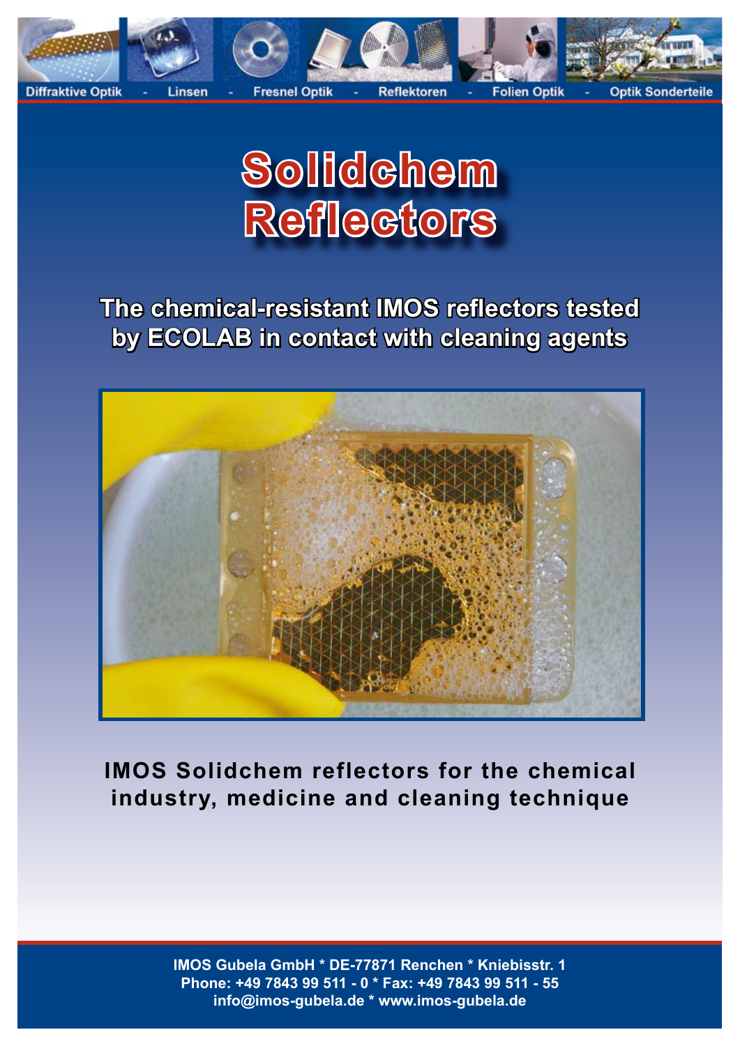Diffraktive Optik - Linsen - Fresnel Optik - Reflektoren - Folien Optik - Optik Sonderteile

# Solidchem Reflectors

## The chemical-resistant IMOS reflectors tested by ECOLAB in contact with cleaning agents

**IMOS Solidchem reflectors for the chemical industry, medicine and cleaning technique**

**IMOS Gubela GmbH * DE-77871 Renchen * Kniebisstr. 1**
**Phone: +49 7843 99 511 - 0 * Fax: +49 7843 99 511 - 55**
**info@imos-gubela.de * www.imos-gubela.de**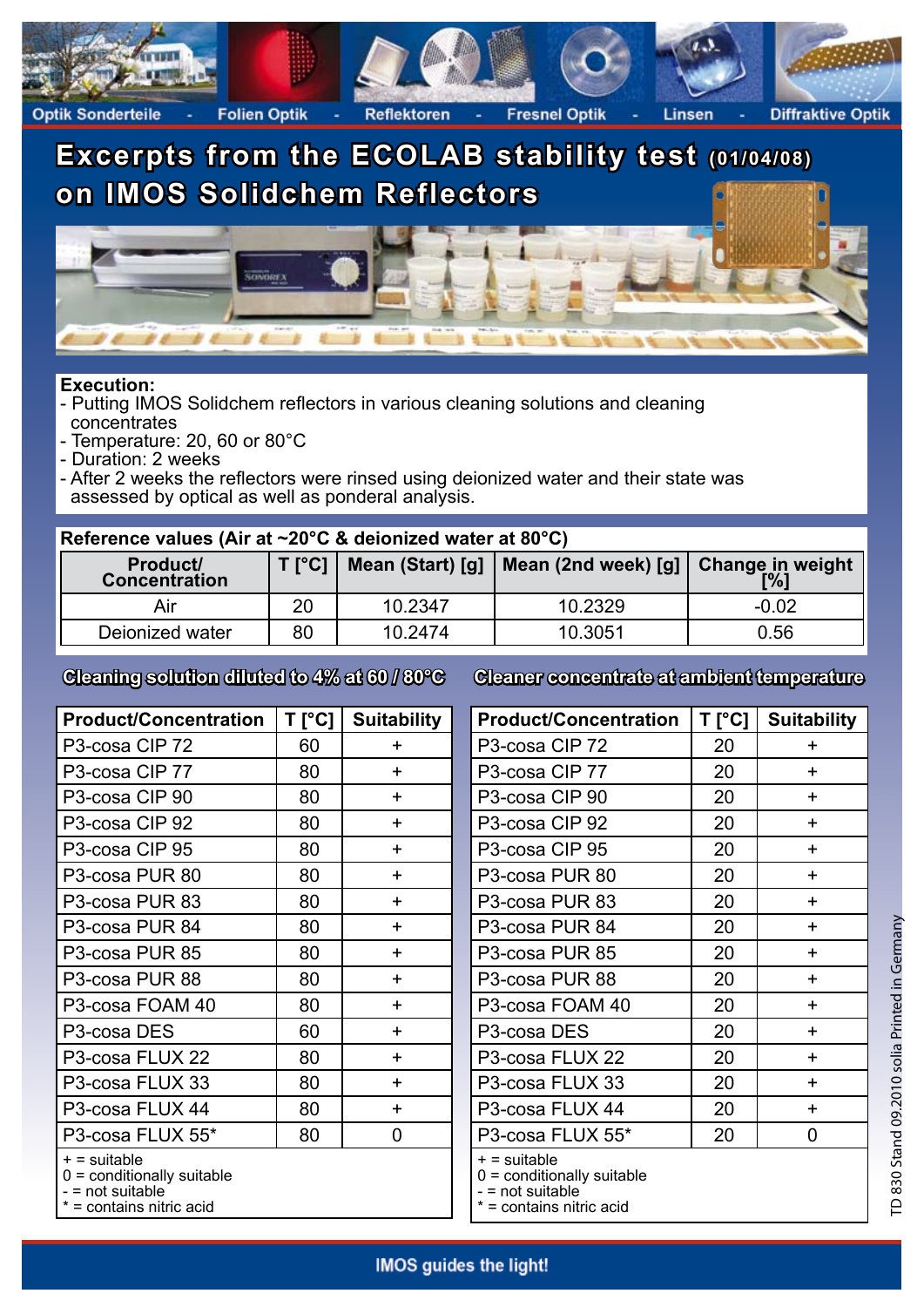Optik Sonderteile - Folien Optik - Reflektoren - Fresnel Optik - Linsen - Diffraktive Optik

# Excerpts from the ECOLAB stability test (01/04/08) on IMOS Solidchem Reflectors

**Execution:**

- Putting IMOS Solidchem reflectors in various cleaning solutions and cleaning concentrates
- Temperature: 20, 60 or 80°C
- Duration: 2 weeks
- After 2 weeks the reflectors were rinsed using deionized water and their state was assessed by optical as well as ponderal analysis.

**Reference values (Air at ~20°C & deionized water at 80°C)**

| Product/ Concentration | T [°C] | Mean (Start) [g] | Mean (2nd week) [g] | Change in weight [%] |
|---|---|---|---|---|
| Air | 20 | 10.2347 | 10.2329 | -0.02 |
| Deionized water | 80 | 10.2474 | 10.3051 | 0.56 |

**Cleaning solution diluted to 4% at 60 / 80°C**

| Product/Concentration | T [°C] | Suitability |
|---|---|---|
| P3-cosa CIP 72 | 60 | + |
| P3-cosa CIP 77 | 80 | + |
| P3-cosa CIP 90 | 80 | + |
| P3-cosa CIP 92 | 80 | + |
| P3-cosa CIP 95 | 80 | + |
| P3-cosa PUR 80 | 80 | + |
| P3-cosa PUR 83 | 80 | + |
| P3-cosa PUR 84 | 80 | + |
| P3-cosa PUR 85 | 80 | + |
| P3-cosa PUR 88 | 80 | + |
| P3-cosa FOAM 40 | 80 | + |
| P3-cosa DES | 60 | + |
| P3-cosa FLUX 22 | 80 | + |
| P3-cosa FLUX 33 | 80 | + |
| P3-cosa FLUX 44 | 80 | + |
| P3-cosa FLUX 55* | 80 | 0 |

+ = suitable
0 = conditionally suitable
- = not suitable
* = contains nitric acid

**Cleaner concentrate at ambient temperature**

| Product/Concentration | T [°C] | Suitability |
|---|---|---|
| P3-cosa CIP 72 | 20 | + |
| P3-cosa CIP 77 | 20 | + |
| P3-cosa CIP 90 | 20 | + |
| P3-cosa CIP 92 | 20 | + |
| P3-cosa CIP 95 | 20 | + |
| P3-cosa PUR 80 | 20 | + |
| P3-cosa PUR 83 | 20 | + |
| P3-cosa PUR 84 | 20 | + |
| P3-cosa PUR 85 | 20 | + |
| P3-cosa PUR 88 | 20 | + |
| P3-cosa FOAM 40 | 20 | + |
| P3-cosa DES | 20 | + |
| P3-cosa FLUX 22 | 20 | + |
| P3-cosa FLUX 33 | 20 | + |
| P3-cosa FLUX 44 | 20 | + |
| P3-cosa FLUX 55* | 20 | 0 |

+ = suitable
0 = conditionally suitable
- = not suitable
* = contains nitric acid

TD 830 Stand 09.2010 solia Printed in Germany

IMOS guides the light!